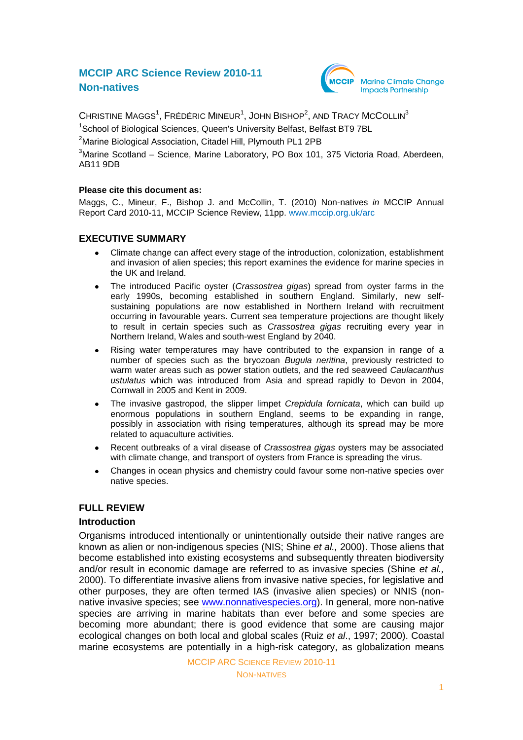# MCCIP ARC Science Review 2010-11
# Non-natives

MCCIP Marine Climate Change Impacts Partnership

CHRISTINE MAGGS[1], FRÉDÉRIC MINEUR[1], JOHN BISHOP[2], AND TRACY MCCOLLIN[3]

[1]School of Biological Sciences, Queen's University Belfast, Belfast BT9 7BL

[2]Marine Biological Association, Citadel Hill, Plymouth PL1 2PB

[3]Marine Scotland – Science, Marine Laboratory, PO Box 101, 375 Victoria Road, Aberdeen, AB11 9DB

**Please cite this document as:**

Maggs, C., Mineur, F., Bishop J. and McCollin, T. (2010) Non-natives *in* MCCIP Annual Report Card 2010-11, MCCIP Science Review, 11pp. www.mccip.org.uk/arc

## EXECUTIVE SUMMARY

- Climate change can affect every stage of the introduction, colonization, establishment and invasion of alien species; this report examines the evidence for marine species in the UK and Ireland.
- The introduced Pacific oyster (*Crassostrea gigas*) spread from oyster farms in the early 1990s, becoming established in southern England. Similarly, new self-sustaining populations are now established in Northern Ireland with recruitment occurring in favourable years. Current sea temperature projections are thought likely to result in certain species such as *Crassostrea gigas* recruiting every year in Northern Ireland, Wales and south-west England by 2040.
- Rising water temperatures may have contributed to the expansion in range of a number of species such as the bryozoan *Bugula neritina*, previously restricted to warm water areas such as power station outlets, and the red seaweed *Caulacanthus ustulatus* which was introduced from Asia and spread rapidly to Devon in 2004, Cornwall in 2005 and Kent in 2009.
- The invasive gastropod, the slipper limpet *Crepidula fornicata*, which can build up enormous populations in southern England, seems to be expanding in range, possibly in association with rising temperatures, although its spread may be more related to aquaculture activities.
- Recent outbreaks of a viral disease of *Crassostrea gigas* oysters may be associated with climate change, and transport of oysters from France is spreading the virus.
- Changes in ocean physics and chemistry could favour some non-native species over native species.

## FULL REVIEW

### Introduction

Organisms introduced intentionally or unintentionally outside their native ranges are known as alien or non-indigenous species (NIS; Shine *et al.,* 2000). Those aliens that become established into existing ecosystems and subsequently threaten biodiversity and/or result in economic damage are referred to as invasive species (Shine *et al.,* 2000). To differentiate invasive aliens from invasive native species, for legislative and other purposes, they are often termed IAS (invasive alien species) or NNIS (non-native invasive species; see www.nonnativespecies.org). In general, more non-native species are arriving in marine habitats than ever before and some species are becoming more abundant; there is good evidence that some are causing major ecological changes on both local and global scales (Ruiz *et al*., 1997; 2000). Coastal marine ecosystems are potentially in a high-risk category, as globalization means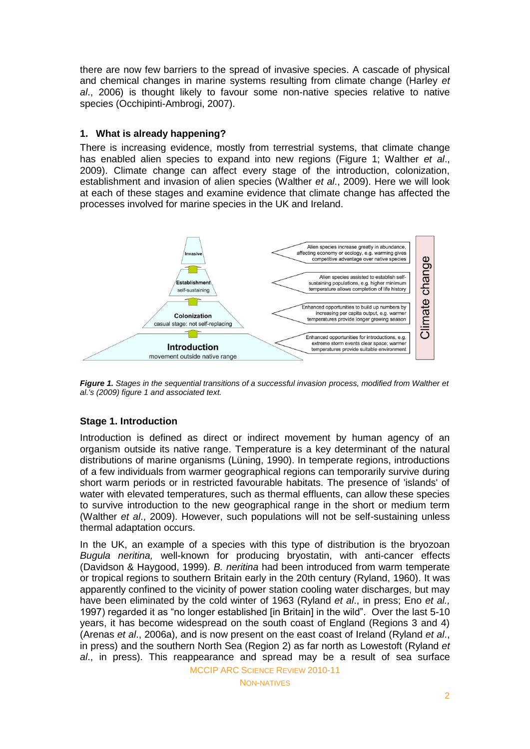there are now few barriers to the spread of invasive species. A cascade of physical and chemical changes in marine systems resulting from climate change (Harley *et al*., 2006) is thought likely to favour some non-native species relative to native species (Occhipinti-Ambrogi, 2007).

### 1. What is already happening?

There is increasing evidence, mostly from terrestrial systems, that climate change has enabled alien species to expand into new regions (Figure 1; Walther *et al*., 2009). Climate change can affect every stage of the introduction, colonization, establishment and invasion of alien species (Walther *et al*., 2009). Here we will look at each of these stages and examine evidence that climate change has affected the processes involved for marine species in the UK and Ireland.

***Figure 1.*** *Stages in the sequential transitions of a successful invasion process, modified from Walther et al.'s (2009) figure 1 and associated text.*

#### Stage 1. Introduction

Introduction is defined as direct or indirect movement by human agency of an organism outside its native range. Temperature is a key determinant of the natural distributions of marine organisms (Lüning, 1990). In temperate regions, introductions of a few individuals from warmer geographical regions can temporarily survive during short warm periods or in restricted favourable habitats. The presence of 'islands' of water with elevated temperatures, such as thermal effluents, can allow these species to survive introduction to the new geographical range in the short or medium term (Walther *et al*., 2009). However, such populations will not be self-sustaining unless thermal adaptation occurs.

In the UK, an example of a species with this type of distribution is the bryozoan *Bugula neritina,* well-known for producing bryostatin, with anti-cancer effects (Davidson & Haygood, 1999). *B. neritina* had been introduced from warm temperate or tropical regions to southern Britain early in the 20th century (Ryland, 1960). It was apparently confined to the vicinity of power station cooling water discharges, but may have been eliminated by the cold winter of 1963 (Ryland *et al*., in press; Eno *et al.,* 1997) regarded it as "no longer established [in Britain] in the wild". Over the last 5-10 years, it has become widespread on the south coast of England (Regions 3 and 4) (Arenas *et al*., 2006a), and is now present on the east coast of Ireland (Ryland *et al*., in press) and the southern North Sea (Region 2) as far north as Lowestoft (Ryland *et al*., in press). This reappearance and spread may be a result of sea surface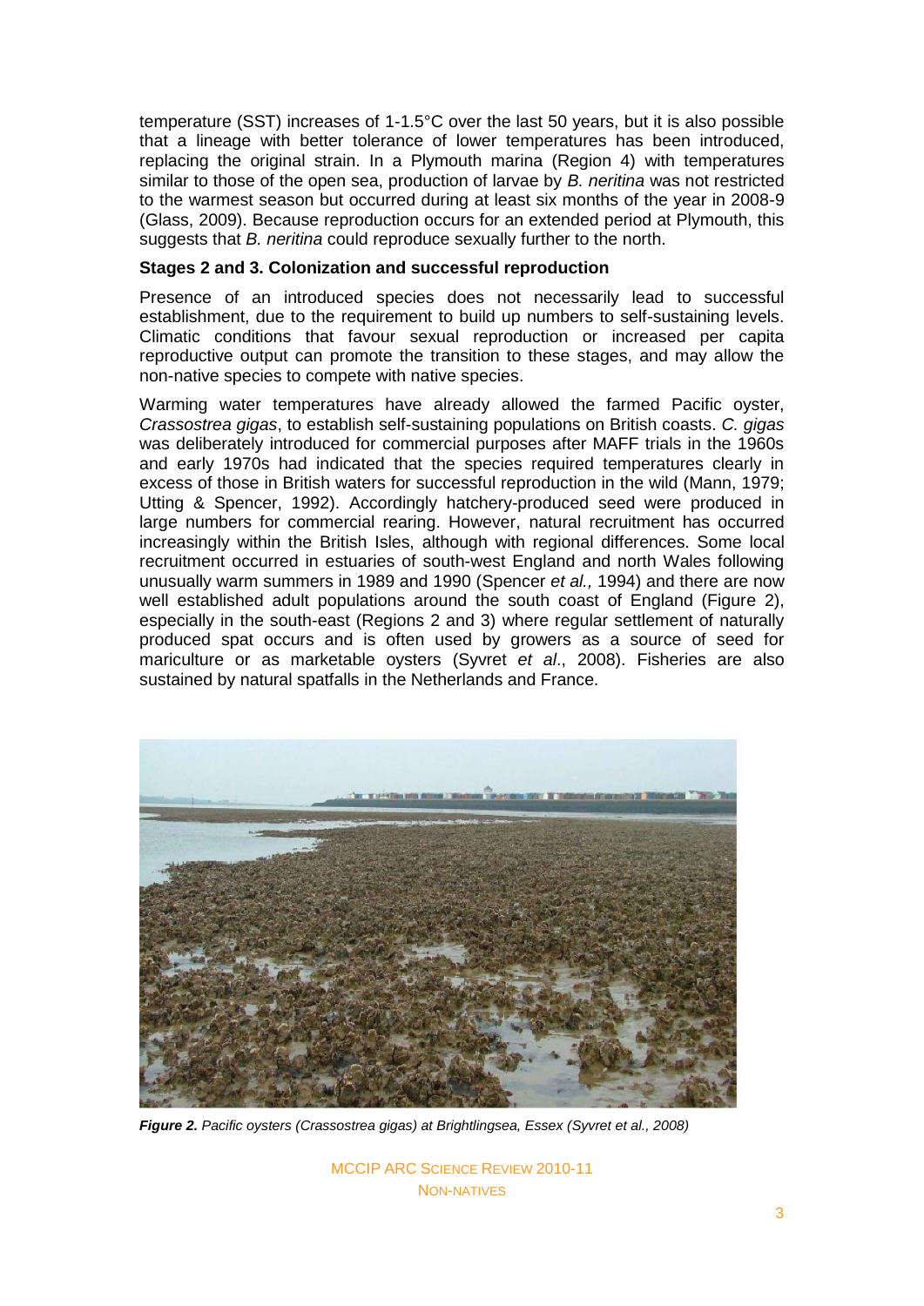temperature (SST) increases of 1-1.5°C over the last 50 years, but it is also possible that a lineage with better tolerance of lower temperatures has been introduced, replacing the original strain. In a Plymouth marina (Region 4) with temperatures similar to those of the open sea, production of larvae by *B. neritina* was not restricted to the warmest season but occurred during at least six months of the year in 2008-9 (Glass, 2009). Because reproduction occurs for an extended period at Plymouth, this suggests that *B. neritina* could reproduce sexually further to the north.

**Stages 2 and 3. Colonization and successful reproduction**

Presence of an introduced species does not necessarily lead to successful establishment, due to the requirement to build up numbers to self-sustaining levels. Climatic conditions that favour sexual reproduction or increased per capita reproductive output can promote the transition to these stages, and may allow the non-native species to compete with native species.

Warming water temperatures have already allowed the farmed Pacific oyster, *Crassostrea gigas*, to establish self-sustaining populations on British coasts. *C. gigas* was deliberately introduced for commercial purposes after MAFF trials in the 1960s and early 1970s had indicated that the species required temperatures clearly in excess of those in British waters for successful reproduction in the wild (Mann, 1979; Utting & Spencer, 1992). Accordingly hatchery-produced seed were produced in large numbers for commercial rearing. However, natural recruitment has occurred increasingly within the British Isles, although with regional differences. Some local recruitment occurred in estuaries of south-west England and north Wales following unusually warm summers in 1989 and 1990 (Spencer *et al.,* 1994) and there are now well established adult populations around the south coast of England (Figure 2), especially in the south-east (Regions 2 and 3) where regular settlement of naturally produced spat occurs and is often used by growers as a source of seed for mariculture or as marketable oysters (Syvret *et al*., 2008). Fisheries are also sustained by natural spatfalls in the Netherlands and France.

***Figure 2.*** *Pacific oysters (Crassostrea gigas) at Brightlingsea, Essex (Syvret et al., 2008)*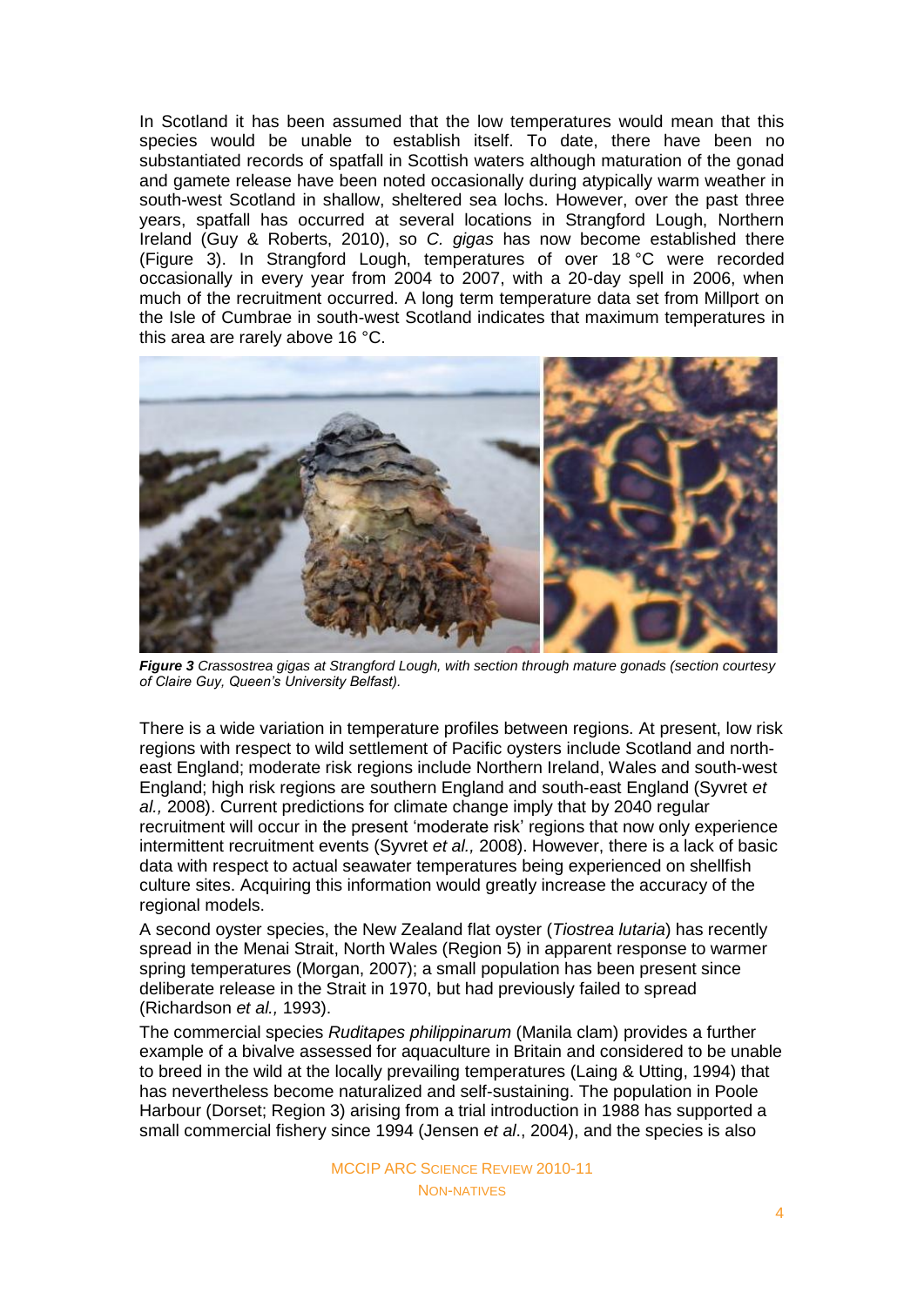In Scotland it has been assumed that the low temperatures would mean that this species would be unable to establish itself. To date, there have been no substantiated records of spatfall in Scottish waters although maturation of the gonad and gamete release have been noted occasionally during atypically warm weather in south-west Scotland in shallow, sheltered sea lochs. However, over the past three years, spatfall has occurred at several locations in Strangford Lough, Northern Ireland (Guy & Roberts, 2010), so *C. gigas* has now become established there (Figure 3). In Strangford Lough, temperatures of over 18 °C were recorded occasionally in every year from 2004 to 2007, with a 20-day spell in 2006, when much of the recruitment occurred. A long term temperature data set from Millport on the Isle of Cumbrae in south-west Scotland indicates that maximum temperatures in this area are rarely above 16 °C.

***Figure 3*** *Crassostrea gigas at Strangford Lough, with section through mature gonads (section courtesy of Claire Guy, Queen's University Belfast).*

There is a wide variation in temperature profiles between regions. At present, low risk regions with respect to wild settlement of Pacific oysters include Scotland and north-east England; moderate risk regions include Northern Ireland, Wales and south-west England; high risk regions are southern England and south-east England (Syvret *et al.,* 2008). Current predictions for climate change imply that by 2040 regular recruitment will occur in the present 'moderate risk' regions that now only experience intermittent recruitment events (Syvret *et al.,* 2008). However, there is a lack of basic data with respect to actual seawater temperatures being experienced on shellfish culture sites. Acquiring this information would greatly increase the accuracy of the regional models.

A second oyster species, the New Zealand flat oyster (*Tiostrea lutaria*) has recently spread in the Menai Strait, North Wales (Region 5) in apparent response to warmer spring temperatures (Morgan, 2007); a small population has been present since deliberate release in the Strait in 1970, but had previously failed to spread (Richardson *et al.,* 1993).

The commercial species *Ruditapes philippinarum* (Manila clam) provides a further example of a bivalve assessed for aquaculture in Britain and considered to be unable to breed in the wild at the locally prevailing temperatures (Laing & Utting, 1994) that has nevertheless become naturalized and self-sustaining. The population in Poole Harbour (Dorset; Region 3) arising from a trial introduction in 1988 has supported a small commercial fishery since 1994 (Jensen *et al*., 2004), and the species is also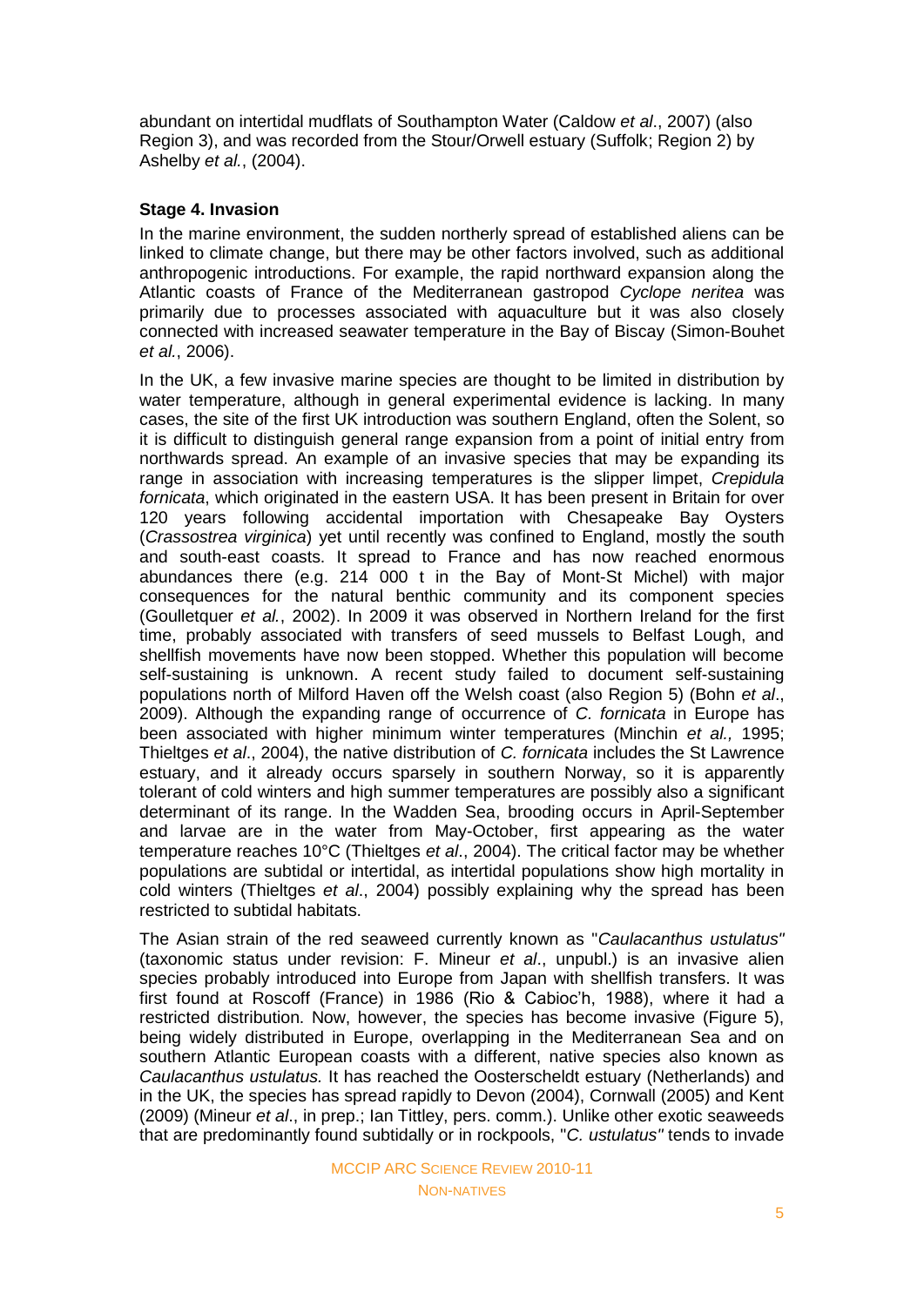abundant on intertidal mudflats of Southampton Water (Caldow *et al*., 2007) (also Region 3), and was recorded from the Stour/Orwell estuary (Suffolk; Region 2) by Ashelby *et al.*, (2004).

**Stage 4. Invasion**

In the marine environment, the sudden northerly spread of established aliens can be linked to climate change, but there may be other factors involved, such as additional anthropogenic introductions. For example, the rapid northward expansion along the Atlantic coasts of France of the Mediterranean gastropod *Cyclope neritea* was primarily due to processes associated with aquaculture but it was also closely connected with increased seawater temperature in the Bay of Biscay (Simon-Bouhet *et al.*, 2006).

In the UK, a few invasive marine species are thought to be limited in distribution by water temperature, although in general experimental evidence is lacking. In many cases, the site of the first UK introduction was southern England, often the Solent, so it is difficult to distinguish general range expansion from a point of initial entry from northwards spread. An example of an invasive species that may be expanding its range in association with increasing temperatures is the slipper limpet, *Crepidula fornicata*, which originated in the eastern USA. It has been present in Britain for over 120 years following accidental importation with Chesapeake Bay Oysters (*Crassostrea virginica*) yet until recently was confined to England, mostly the south and south-east coasts. It spread to France and has now reached enormous abundances there (e.g. 214 000 t in the Bay of Mont-St Michel) with major consequences for the natural benthic community and its component species (Goulletquer *et al.*, 2002). In 2009 it was observed in Northern Ireland for the first time, probably associated with transfers of seed mussels to Belfast Lough, and shellfish movements have now been stopped. Whether this population will become self-sustaining is unknown. A recent study failed to document self-sustaining populations north of Milford Haven off the Welsh coast (also Region 5) (Bohn *et al*., 2009). Although the expanding range of occurrence of *C. fornicata* in Europe has been associated with higher minimum winter temperatures (Minchin *et al.,* 1995; Thieltges *et al*., 2004), the native distribution of *C. fornicata* includes the St Lawrence estuary, and it already occurs sparsely in southern Norway, so it is apparently tolerant of cold winters and high summer temperatures are possibly also a significant determinant of its range. In the Wadden Sea, brooding occurs in April-September and larvae are in the water from May-October, first appearing as the water temperature reaches 10°C (Thieltges *et al*., 2004). The critical factor may be whether populations are subtidal or intertidal, as intertidal populations show high mortality in cold winters (Thieltges *et al*., 2004) possibly explaining why the spread has been restricted to subtidal habitats.

The Asian strain of the red seaweed currently known as "*Caulacanthus ustulatus"* (taxonomic status under revision: F. Mineur *et al*., unpubl.) is an invasive alien species probably introduced into Europe from Japan with shellfish transfers. It was first found at Roscoff (France) in 1986 (Rio & Cabioc'h, 1988), where it had a restricted distribution. Now, however, the species has become invasive (Figure 5), being widely distributed in Europe, overlapping in the Mediterranean Sea and on southern Atlantic European coasts with a different, native species also known as *Caulacanthus ustulatus.* It has reached the Oosterscheldt estuary (Netherlands) and in the UK, the species has spread rapidly to Devon (2004), Cornwall (2005) and Kent (2009) (Mineur *et al*., in prep.; Ian Tittley, pers. comm.). Unlike other exotic seaweeds that are predominantly found subtidally or in rockpools, "*C. ustulatus"* tends to invade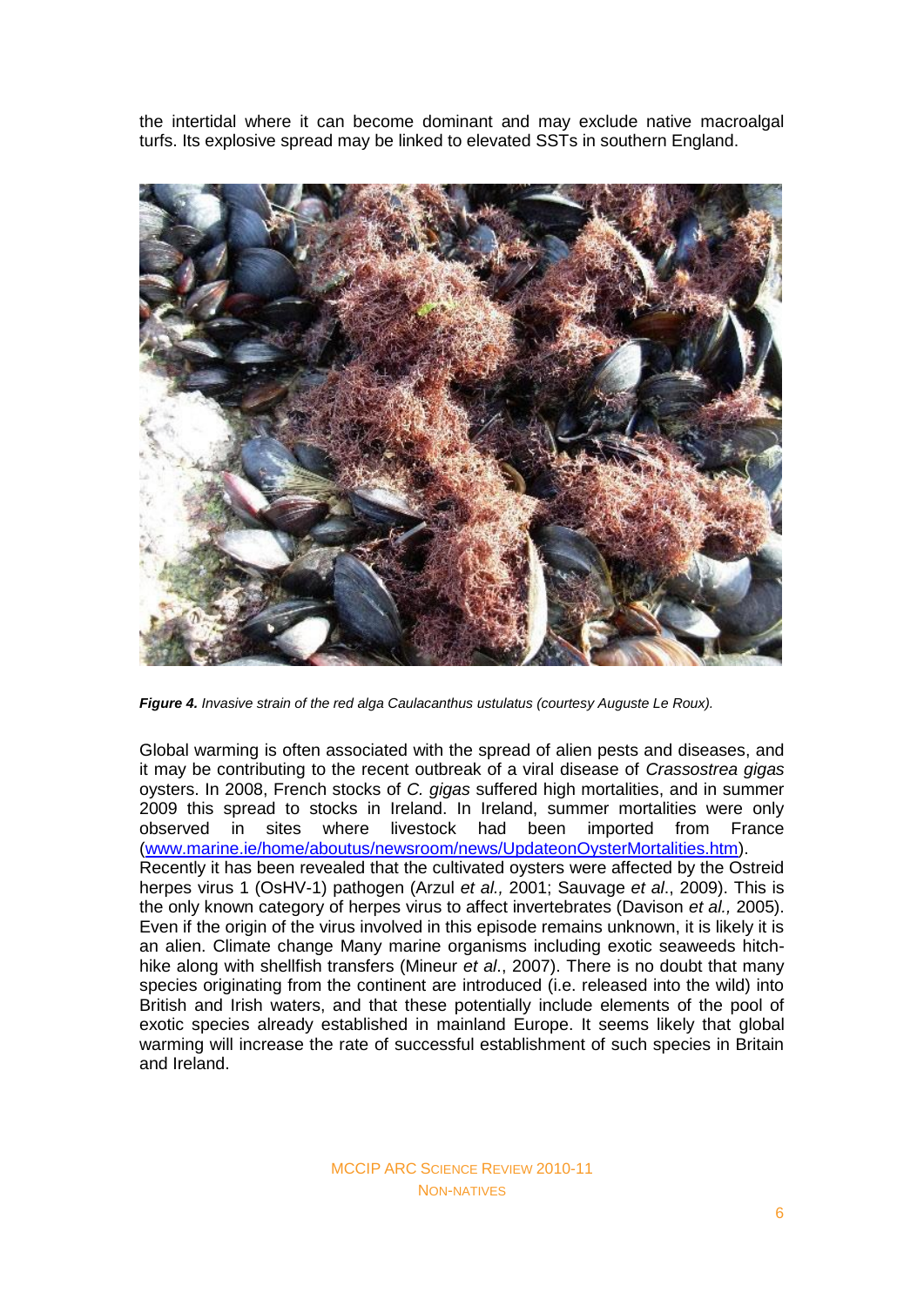the intertidal where it can become dominant and may exclude native macroalgal turfs. Its explosive spread may be linked to elevated SSTs in southern England.

***Figure 4.*** *Invasive strain of the red alga Caulacanthus ustulatus (courtesy Auguste Le Roux).*

Global warming is often associated with the spread of alien pests and diseases, and it may be contributing to the recent outbreak of a viral disease of *Crassostrea gigas* oysters. In 2008, French stocks of *C. gigas* suffered high mortalities, and in summer 2009 this spread to stocks in Ireland. In Ireland, summer mortalities were only observed in sites where livestock had been imported from France ([www.marine.ie/home/aboutus/newsroom/news/UpdateonOysterMortalities.htm](www.marine.ie/home/aboutus/newsroom/news/UpdateonOysterMortalities.htm)). Recently it has been revealed that the cultivated oysters were affected by the Ostreid herpes virus 1 (OsHV-1) pathogen (Arzul *et al.,* 2001; Sauvage *et al*., 2009). This is the only known category of herpes virus to affect invertebrates (Davison *et al.,* 2005). Even if the origin of the virus involved in this episode remains unknown, it is likely it is an alien. Climate change Many marine organisms including exotic seaweeds hitch-hike along with shellfish transfers (Mineur *et al*., 2007). There is no doubt that many species originating from the continent are introduced (i.e. released into the wild) into British and Irish waters, and that these potentially include elements of the pool of exotic species already established in mainland Europe. It seems likely that global warming will increase the rate of successful establishment of such species in Britain and Ireland.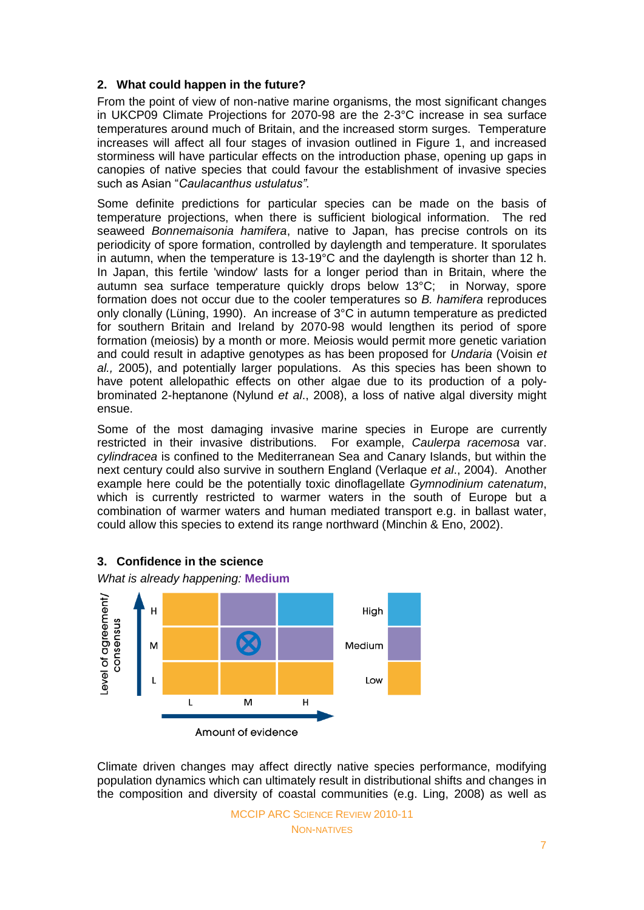## 2. What could happen in the future?

From the point of view of non-native marine organisms, the most significant changes in UKCP09 Climate Projections for 2070-98 are the 2-3°C increase in sea surface temperatures around much of Britain, and the increased storm surges. Temperature increases will affect all four stages of invasion outlined in Figure 1, and increased storminess will have particular effects on the introduction phase, opening up gaps in canopies of native species that could favour the establishment of invasive species such as Asian "*Caulacanthus ustulatus"*.

Some definite predictions for particular species can be made on the basis of temperature projections, when there is sufficient biological information. The red seaweed *Bonnemaisonia hamifera*, native to Japan, has precise controls on its periodicity of spore formation, controlled by daylength and temperature. It sporulates in autumn, when the temperature is 13-19°C and the daylength is shorter than 12 h. In Japan, this fertile 'window' lasts for a longer period than in Britain, where the autumn sea surface temperature quickly drops below 13°C; in Norway, spore formation does not occur due to the cooler temperatures so *B. hamifera* reproduces only clonally (Lüning, 1990). An increase of 3°C in autumn temperature as predicted for southern Britain and Ireland by 2070-98 would lengthen its period of spore formation (meiosis) by a month or more. Meiosis would permit more genetic variation and could result in adaptive genotypes as has been proposed for *Undaria* (Voisin *et al.,* 2005), and potentially larger populations. As this species has been shown to have potent allelopathic effects on other algae due to its production of a poly-brominated 2-heptanone (Nylund *et al*., 2008), a loss of native algal diversity might ensue.

Some of the most damaging invasive marine species in Europe are currently restricted in their invasive distributions. For example, *Caulerpa racemosa* var. *cylindracea* is confined to the Mediterranean Sea and Canary Islands, but within the next century could also survive in southern England (Verlaque *et al*., 2004). Another example here could be the potentially toxic dinoflagellate *Gymnodinium catenatum*, which is currently restricted to warmer waters in the south of Europe but a combination of warmer waters and human mediated transport e.g. in ballast water, could allow this species to extend its range northward (Minchin & Eno, 2002).

## 3. Confidence in the science

*What is already happening:* **Medium**

| Level of agreement/ consensus | L | M | H |
|---|---|---|---|
| H | Low | Medium | High |
| M | Low | Medium ⊗ | Medium |
| L | Low | Low | Low |

Amount of evidence (L, M, H)

Climate driven changes may affect directly native species performance, modifying population dynamics which can ultimately result in distributional shifts and changes in the composition and diversity of coastal communities (e.g. Ling, 2008) as well as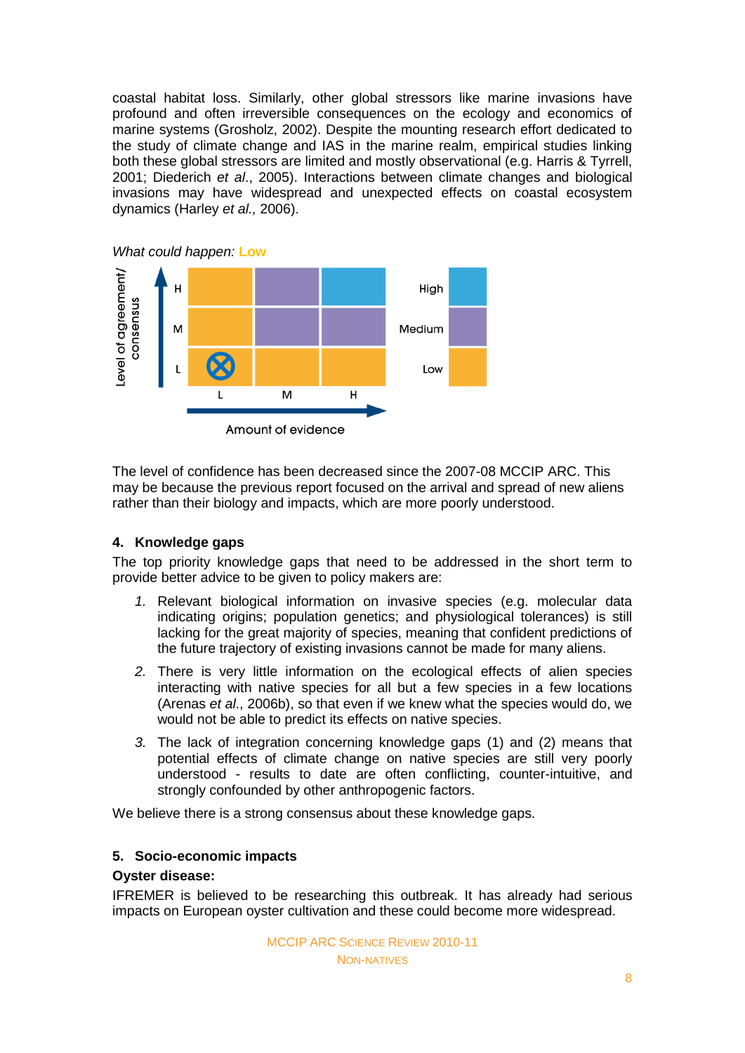coastal habitat loss. Similarly, other global stressors like marine invasions have profound and often irreversible consequences on the ecology and economics of marine systems (Grosholz, 2002). Despite the mounting research effort dedicated to the study of climate change and IAS in the marine realm, empirical studies linking both these global stressors are limited and mostly observational (e.g. Harris & Tyrrell, 2001; Diederich *et al*., 2005). Interactions between climate changes and biological invasions may have widespread and unexpected effects on coastal ecosystem dynamics (Harley *et al.,* 2006).

*What could happen:* Low

The level of confidence has been decreased since the 2007-08 MCCIP ARC. This may be because the previous report focused on the arrival and spread of new aliens rather than their biology and impacts, which are more poorly understood.

## 4. Knowledge gaps

The top priority knowledge gaps that need to be addressed in the short term to provide better advice to be given to policy makers are:

1. Relevant biological information on invasive species (e.g. molecular data indicating origins; population genetics; and physiological tolerances) is still lacking for the great majority of species, meaning that confident predictions of the future trajectory of existing invasions cannot be made for many aliens.
2. There is very little information on the ecological effects of alien species interacting with native species for all but a few species in a few locations (Arenas *et al*., 2006b), so that even if we knew what the species would do, we would not be able to predict its effects on native species.
3. The lack of integration concerning knowledge gaps (1) and (2) means that potential effects of climate change on native species are still very poorly understood - results to date are often conflicting, counter-intuitive, and strongly confounded by other anthropogenic factors.

We believe there is a strong consensus about these knowledge gaps.

## 5. Socio-economic impacts

**Oyster disease:**

IFREMER is believed to be researching this outbreak. It has already had serious impacts on European oyster cultivation and these could become more widespread.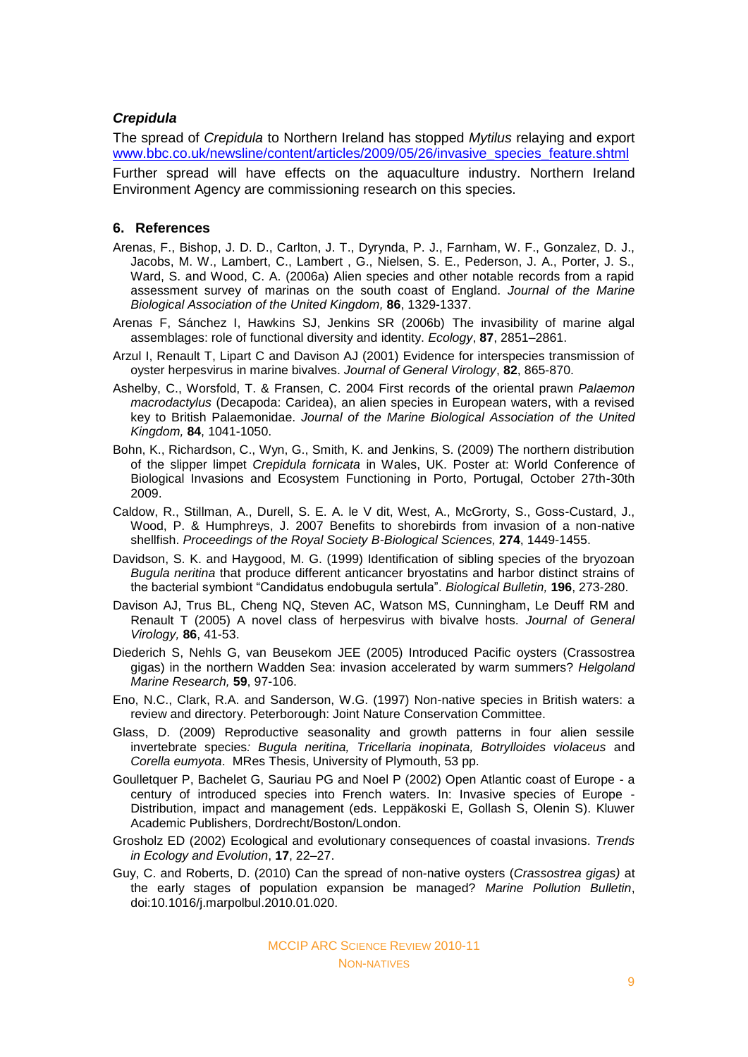### *Crepidula*

The spread of *Crepidula* to Northern Ireland has stopped *Mytilus* relaying and export www.bbc.co.uk/newsline/content/articles/2009/05/26/invasive_species_feature.shtml

Further spread will have effects on the aquaculture industry. Northern Ireland Environment Agency are commissioning research on this species.

## 6. References

Arenas, F., Bishop, J. D. D., Carlton, J. T., Dyrynda, P. J., Farnham, W. F., Gonzalez, D. J., Jacobs, M. W., Lambert, C., Lambert , G., Nielsen, S. E., Pederson, J. A., Porter, J. S., Ward, S. and Wood, C. A. (2006a) Alien species and other notable records from a rapid assessment survey of marinas on the south coast of England. *Journal of the Marine Biological Association of the United Kingdom,* **86**, 1329-1337.

Arenas F, Sánchez I, Hawkins SJ, Jenkins SR (2006b) The invasibility of marine algal assemblages: role of functional diversity and identity. *Ecology*, **87**, 2851–2861.

Arzul I, Renault T, Lipart C and Davison AJ (2001) Evidence for interspecies transmission of oyster herpesvirus in marine bivalves. *Journal of General Virology*, **82**, 865-870.

Ashelby, C., Worsfold, T. & Fransen, C. 2004 First records of the oriental prawn *Palaemon macrodactylus* (Decapoda: Caridea), an alien species in European waters, with a revised key to British Palaemonidae. *Journal of the Marine Biological Association of the United Kingdom,* **84**, 1041-1050.

Bohn, K., Richardson, C., Wyn, G., Smith, K. and Jenkins, S. (2009) The northern distribution of the slipper limpet *Crepidula fornicata* in Wales, UK. Poster at: World Conference of Biological Invasions and Ecosystem Functioning in Porto, Portugal, October 27th-30th 2009.

Caldow, R., Stillman, A., Durell, S. E. A. le V dit, West, A., McGrorty, S., Goss-Custard, J., Wood, P. & Humphreys, J. 2007 Benefits to shorebirds from invasion of a non-native shellfish. *Proceedings of the Royal Society B-Biological Sciences,* **274**, 1449-1455.

Davidson, S. K. and Haygood, M. G. (1999) Identification of sibling species of the bryozoan *Bugula neritina* that produce different anticancer bryostatins and harbor distinct strains of the bacterial symbiont "Candidatus endobugula sertula". *Biological Bulletin,* **196**, 273-280.

Davison AJ, Trus BL, Cheng NQ, Steven AC, Watson MS, Cunningham, Le Deuff RM and Renault T (2005) A novel class of herpesvirus with bivalve hosts. *Journal of General Virology,* **86**, 41-53.

Diederich S, Nehls G, van Beusekom JEE (2005) Introduced Pacific oysters (Crassostrea gigas) in the northern Wadden Sea: invasion accelerated by warm summers? *Helgoland Marine Research,* **59**, 97-106.

Eno, N.C., Clark, R.A. and Sanderson, W.G. (1997) Non-native species in British waters: a review and directory. Peterborough: Joint Nature Conservation Committee.

Glass, D. (2009) Reproductive seasonality and growth patterns in four alien sessile invertebrate species*: Bugula neritina, Tricellaria inopinata, Botrylloides violaceus* and *Corella eumyota*. MRes Thesis, University of Plymouth, 53 pp.

Goulletquer P, Bachelet G, Sauriau PG and Noel P (2002) Open Atlantic coast of Europe - a century of introduced species into French waters. In: Invasive species of Europe - Distribution, impact and management (eds. Leppäkoski E, Gollash S, Olenin S). Kluwer Academic Publishers, Dordrecht/Boston/London.

Grosholz ED (2002) Ecological and evolutionary consequences of coastal invasions. *Trends in Ecology and Evolution*, **17**, 22–27.

Guy, C. and Roberts, D. (2010) Can the spread of non-native oysters (*Crassostrea gigas)* at the early stages of population expansion be managed? *Marine Pollution Bulletin*, doi:10.1016/j.marpolbul.2010.01.020.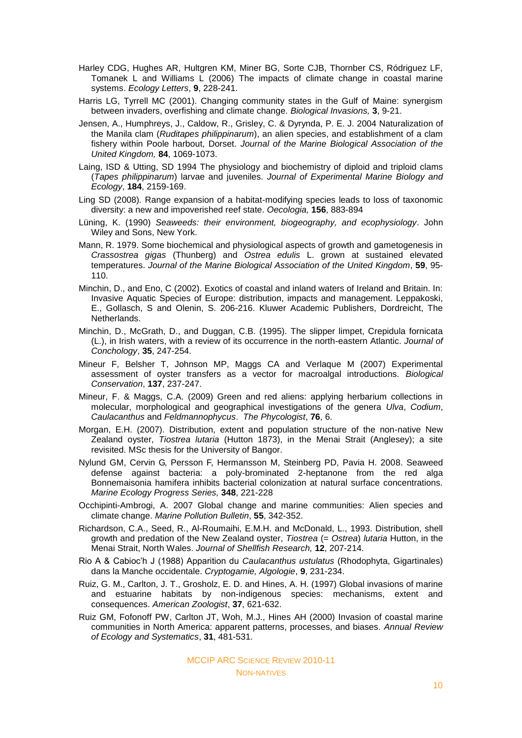Harley CDG, Hughes AR, Hultgren KM, Miner BG, Sorte CJB, Thornber CS, Ródriguez LF, Tomanek L and Williams L (2006) The impacts of climate change in coastal marine systems. *Ecology Letters*, **9**, 228-241.

Harris LG, Tyrrell MC (2001). Changing community states in the Gulf of Maine: synergism between invaders, overfishing and climate change. *Biological Invasions,* **3**, 9-21.

Jensen, A., Humphreys, J., Caldow, R., Grisley, C. & Dyrynda, P. E. J. 2004 Naturalization of the Manila clam (*Ruditapes philippinarum*), an alien species, and establishment of a clam fishery within Poole harbout, Dorset. *Journal of the Marine Biological Association of the United Kingdom,* **84**, 1069-1073.

Laing, ISD & Utting, SD 1994 The physiology and biochemistry of diploid and triploid clams (*Tapes philippinarum*) larvae and juveniles. *Journal of Experimental Marine Biology and Ecology*, **184**, 2159-169.

Ling SD (2008). Range expansion of a habitat-modifying species leads to loss of taxonomic diversity: a new and impoverished reef state. *Oecologia,* **156**, 883-894

Lüning, K. (1990) *Seaweeds: their environment, biogeography, and ecophysiology*. John Wiley and Sons, New York.

Mann, R. 1979. Some biochemical and physiological aspects of growth and gametogenesis in *Crassostrea gigas* (Thunberg) and *Ostrea edulis* L. grown at sustained elevated temperatures. *Journal of the Marine Biological Association of the United Kingdom*, **59**, 95-110.

Minchin, D., and Eno, C (2002). Exotics of coastal and inland waters of Ireland and Britain. In: Invasive Aquatic Species of Europe: distribution, impacts and management. Leppakoski, E., Gollasch, S and Olenin, S. 206-216. Kluwer Academic Publishers, Dordreicht, The Netherlands.

Minchin, D., McGrath, D., and Duggan, C.B. (1995). The slipper limpet, Crepidula fornicata (L.), in Irish waters, with a review of its occurrence in the north-eastern Atlantic. *Journal of Conchology*, **35**, 247-254.

Mineur F, Belsher T, Johnson MP, Maggs CA and Verlaque M (2007) Experimental assessment of oyster transfers as a vector for macroalgal introductions. *Biological Conservation*, **137**, 237-247.

Mineur, F. & Maggs, C.A. (2009) Green and red aliens: applying herbarium collections in molecular, morphological and geographical investigations of the genera *Ulva*, *Codium*, *Caulacanthus* and *Feldmannophycus*. *The Phycologist*, **76**, 6.

Morgan, E.H. (2007). Distribution, extent and population structure of the non-native New Zealand oyster, *Tiostrea lutaria* (Hutton 1873), in the Menai Strait (Anglesey); a site revisited. MSc thesis for the University of Bangor.

Nylund GM, Cervin G, Persson F, Hermansson M, Steinberg PD, Pavia H. 2008. Seaweed defense against bacteria: a poly-brominated 2-heptanone from the red alga Bonnemaisonia hamifera inhibits bacterial colonization at natural surface concentrations. *Marine Ecology Progress Series,* **348**, 221-228

Occhipinti-Ambrogi, A. 2007 Global change and marine communities: Alien species and climate change. *Marine Pollution Bulletin*, **55**, 342-352.

Richardson, C.A., Seed, R., Al-Roumaihi, E.M.H. and McDonald, L., 1993. Distribution, shell growth and predation of the New Zealand oyster, *Tiostrea* (= *Ostrea*) *lutaria* Hutton, in the Menai Strait, North Wales. *Journal of Shellfish Research,* **12**, 207-214.

Rio A & Cabioc'h J (1988) Apparition du *Caulacanthus ustulatus* (Rhodophyta, Gigartinales) dans la Manche occidentale. *Cryptogamie, Algologie*, **9**, 231-234.

Ruiz, G. M., Carlton, J. T., Grosholz, E. D. and Hines, A. H. (1997) Global invasions of marine and estuarine habitats by non-indigenous species: mechanisms, extent and consequences. *American Zoologist*, **37**, 621-632.

Ruiz GM, Fofonoff PW, Carlton JT, Woh, M.J., Hines AH (2000) Invasion of coastal marine communities in North America: apparent patterns, processes, and biases. *Annual Review of Ecology and Systematics*, **31**, 481-531.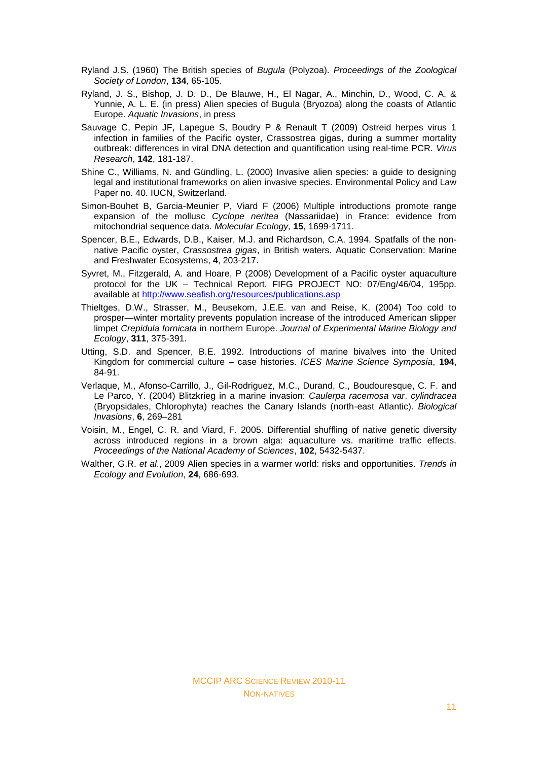Ryland J.S. (1960) The British species of *Bugula* (Polyzoa). *Proceedings of the Zoological Society of London*, **134**, 65-105.

Ryland, J. S., Bishop, J. D. D., De Blauwe, H., El Nagar, A., Minchin, D., Wood, C. A. & Yunnie, A. L. E. (in press) Alien species of Bugula (Bryozoa) along the coasts of Atlantic Europe. *Aquatic Invasions*, in press

Sauvage C, Pepin JF, Lapegue S, Boudry P & Renault T (2009) Ostreid herpes virus 1 infection in families of the Pacific oyster, Crassostrea gigas, during a summer mortality outbreak: differences in viral DNA detection and quantification using real-time PCR. *Virus Research*, **142**, 181-187.

Shine C., Williams, N. and Gündling, L. (2000) Invasive alien species: a guide to designing legal and institutional frameworks on alien invasive species. Environmental Policy and Law Paper no. 40. IUCN, Switzerland.

Simon-Bouhet B, Garcia-Meunier P, Viard F (2006) Multiple introductions promote range expansion of the mollusc *Cyclope neritea* (Nassariidae) in France: evidence from mitochondrial sequence data. *Molecular Ecology,* **15**, 1699-1711.

Spencer, B.E., Edwards, D.B., Kaiser, M.J. and Richardson, C.A. 1994. Spatfalls of the non-native Pacific oyster, *Crassostrea gigas*, in British waters. Aquatic Conservation: Marine and Freshwater Ecosystems, **4**, 203-217.

Syvret, M., Fitzgerald, A. and Hoare, P (2008) Development of a Pacific oyster aquaculture protocol for the UK – Technical Report. FIFG PROJECT NO: 07/Eng/46/04, 195pp. available at http://www.seafish.org/resources/publications.asp

Thieltges, D.W., Strasser, M., Beusekom, J.E.E. van and Reise, K. (2004) Too cold to prosper—winter mortality prevents population increase of the introduced American slipper limpet *Crepidula fornicata* in northern Europe. *Journal of Experimental Marine Biology and Ecology*, **311**, 375-391.

Utting, S.D. and Spencer, B.E. 1992. Introductions of marine bivalves into the United Kingdom for commercial culture – case histories. *ICES Marine Science Symposia*, **194**, 84-91.

Verlaque, M., Afonso-Carrillo, J., Gil-Rodriguez, M.C., Durand, C., Boudouresque, C. F. and Le Parco, Y. (2004) Blitzkrieg in a marine invasion: *Caulerpa racemosa* var. *cylindracea* (Bryopsidales, Chlorophyta) reaches the Canary Islands (north-east Atlantic). *Biological Invasions*, **6**, 269–281

Voisin, M., Engel, C. R. and Viard, F. 2005. Differential shuffling of native genetic diversity across introduced regions in a brown alga: aquaculture vs. maritime traffic effects. *Proceedings of the National Academy of Sciences*, **102**, 5432-5437.

Walther, G.R. *et al*., 2009 Alien species in a warmer world: risks and opportunities. *Trends in Ecology and Evolution*, **24**, 686-693.